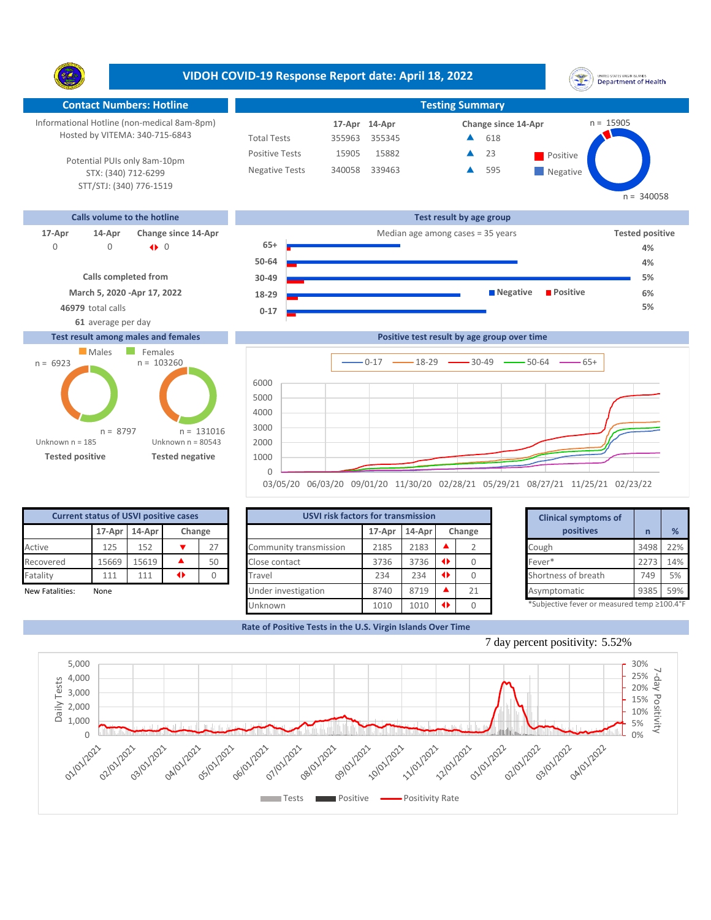# VIDOH COVID-19 Response Report date: April 18, 2022

## Contact Numbers: Hotline

Informational Hotline (non-medical 8am-8pm)
Hosted by VITEMA: 340-715-6843

Potential PUIs only 8am-10pm
STX: (340) 712-6299
STT/STJ: (340) 776-1519

## Testing Summary

| | 17-Apr | 14-Apr | Change since 14-Apr |
|---|---|---|---|
| Total Tests | 355963 | 355345 | ▲ 618 |
| Positive Tests | 15905 | 15882 | ▲ 23 |
| Negative Tests | 340058 | 339463 | ▲ 595 |

Positive n = 15905; Negative n = 340058

## Calls volume to the hotline

| 17-Apr | 14-Apr | Change since 14-Apr |
|---|---|---|
| 0 | 0 | ◆ 0 |

**Calls completed from**
**March 5, 2020 -Apr 17, 2022**
**46979** total calls
**61** average per day

## Test result by age group

Median age among cases = 35 years

| Age group | Tested positive |
|---|---|
| 65+ | 4% |
| 50-64 | 4% |
| 30-49 | 5% |
| 18-29 | 6% |
| 0-17 | 5% |

## Test result among males and females

| | Males | Females |
|---|---|---|
| Tested positive | n = 6923 | n = 8797 |
| Unknown (positive) | n = 185 | |
| Tested negative | n = 103260 | n = 131016 |
| Unknown (negative) | | n = 80543 |

## Positive test result by age group over time

Series: 0-17, 18-29, 30-49, 50-64, 65+ (03/05/20 – 02/23/22)

## Current status of USVI positive cases

| | 17-Apr | 14-Apr | Change | |
|---|---|---|---|---|
| Active | 125 | 152 | ▼ | 27 |
| Recovered | 15669 | 15619 | ▲ | 50 |
| Fatality | 111 | 111 | ◆ | 0 |

New Fatalities: None

## USVI risk factors for transmission

| | 17-Apr | 14-Apr | Change | |
|---|---|---|---|---|
| Community transmission | 2185 | 2183 | ▲ | 2 |
| Close contact | 3736 | 3736 | ◆ | 0 |
| Travel | 234 | 234 | ◆ | 0 |
| Under investigation | 8740 | 8719 | ▲ | 21 |
| Unknown | 1010 | 1010 | ◆ | 0 |

## Clinical symptoms of positives

| Clinical symptoms of positives | n | % |
|---|---|---|
| Cough | 3498 | 22% |
| Fever* | 2273 | 14% |
| Shortness of breath | 749 | 5% |
| Asymptomatic | 9385 | 59% |

*Subjective fever or measured temp ≥100.4°F

## Rate of Positive Tests in the U.S. Virgin Islands Over Time

7 day percent positivity: 5.52%

Legend: Tests, Positive, Positivity Rate (Daily Tests vs. 7-day Positivity, 01/01/2021 – 04/01/2022)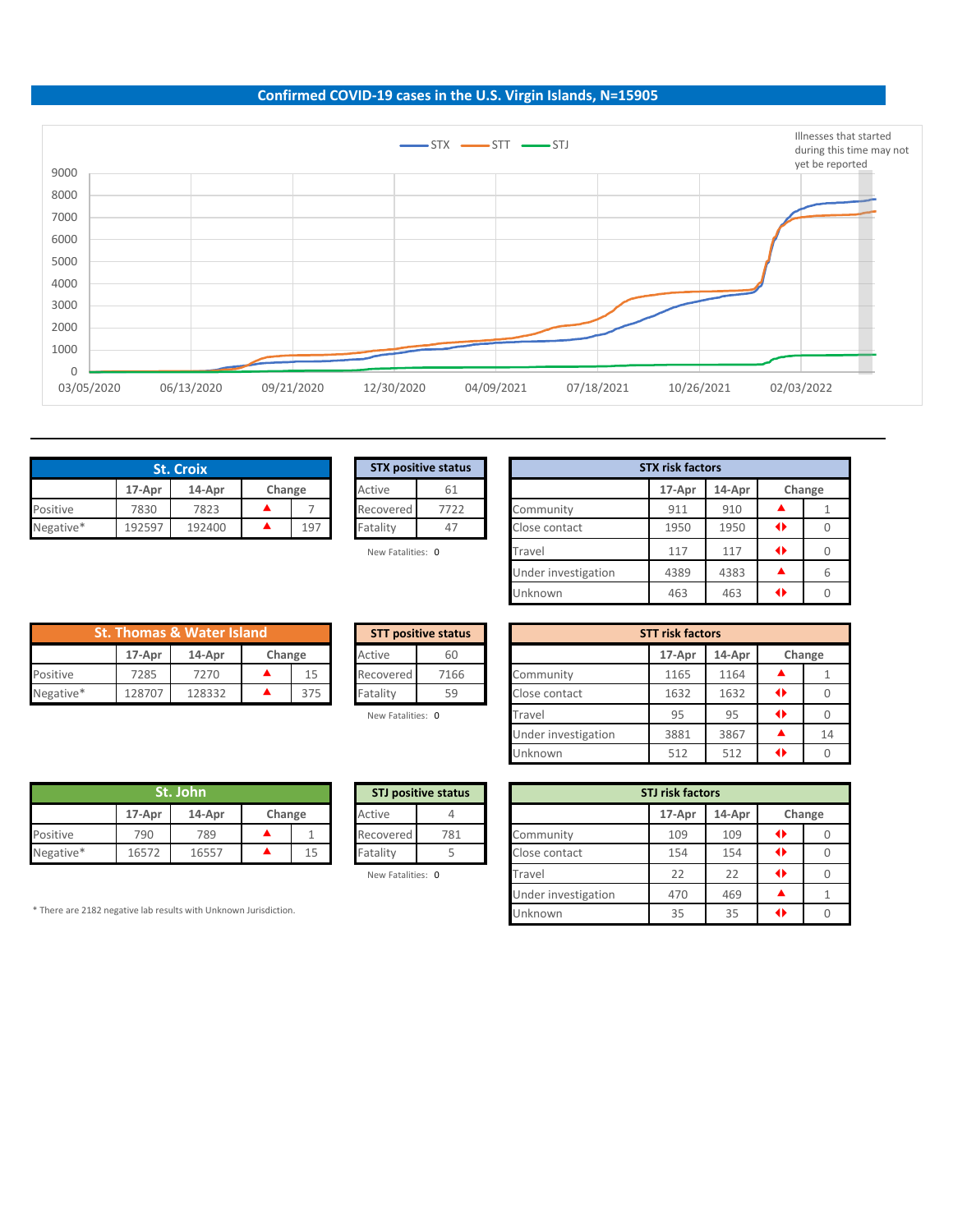## Confirmed COVID-19 cases in the U.S. Virgin Islands, N=15905

STX STT STJ

Illnesses that started during this time may not yet be reported

9000
8000
7000
6000
5000
4000
3000
2000
1000
0

03/05/2020 06/13/2020 09/21/2020 12/30/2020 04/09/2021 07/18/2021 10/26/2021 02/03/2022

| St. Croix | 17-Apr | 14-Apr | Change | |
|---|---|---|---|---|
| Positive | 7830 | 7823 | ▲ | 7 |
| Negative* | 192597 | 192400 | ▲ | 197 |

| STX positive status | |
|---|---|
| Active | 61 |
| Recovered | 7722 |
| Fatality | 47 |

New Fatalities: 0

| STX risk factors | 17-Apr | 14-Apr | Change | |
|---|---|---|---|---|
| Community | 911 | 910 | ▲ | 1 |
| Close contact | 1950 | 1950 | ◆ | 0 |
| Travel | 117 | 117 | ◆ | 0 |
| Under investigation | 4389 | 4383 | ▲ | 6 |
| Unknown | 463 | 463 | ◆ | 0 |

| St. Thomas & Water Island | 17-Apr | 14-Apr | Change | |
|---|---|---|---|---|
| Positive | 7285 | 7270 | ▲ | 15 |
| Negative* | 128707 | 128332 | ▲ | 375 |

| STT positive status | |
|---|---|
| Active | 60 |
| Recovered | 7166 |
| Fatality | 59 |

New Fatalities: 0

| STT risk factors | 17-Apr | 14-Apr | Change | |
|---|---|---|---|---|
| Community | 1165 | 1164 | ▲ | 1 |
| Close contact | 1632 | 1632 | ◆ | 0 |
| Travel | 95 | 95 | ◆ | 0 |
| Under investigation | 3881 | 3867 | ▲ | 14 |
| Unknown | 512 | 512 | ◆ | 0 |

| St. John | 17-Apr | 14-Apr | Change | |
|---|---|---|---|---|
| Positive | 790 | 789 | ▲ | 1 |
| Negative* | 16572 | 16557 | ▲ | 15 |

| STJ positive status | |
|---|---|
| Active | 4 |
| Recovered | 781 |
| Fatality | 5 |

New Fatalities: 0

| STJ risk factors | 17-Apr | 14-Apr | Change | |
|---|---|---|---|---|
| Community | 109 | 109 | ◆ | 0 |
| Close contact | 154 | 154 | ◆ | 0 |
| Travel | 22 | 22 | ◆ | 0 |
| Under investigation | 470 | 469 | ▲ | 1 |
| Unknown | 35 | 35 | ◆ | 0 |

* There are 2182 negative lab results with Unknown Jurisdiction.